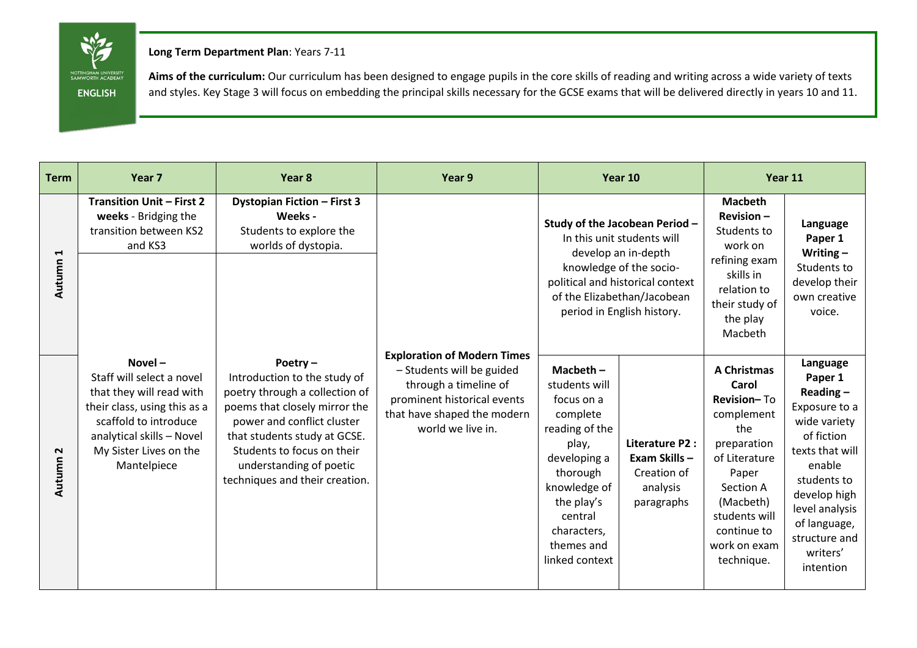NOTTINGHAM UNIVERSITY SAMWORTH ACADEMY

ENGLISH

**Long Term Department Plan**: Years 7-11

**Aims of the curriculum:** Our curriculum has been designed to engage pupils in the core skills of reading and writing across a wide variety of texts and styles. Key Stage 3 will focus on embedding the principal skills necessary for the GCSE exams that will be delivered directly in years 10 and 11.

| Term | Year 7 | Year 8 | Year 9 | Year 10 | | Year 11 | |
|---|---|---|---|---|---|---|---|
| Autumn 1 | **Transition Unit – First 2 weeks** - Bridging the transition between KS2 and KS3 | **Dystopian Fiction – First 3 Weeks -** Students to explore the worlds of dystopia. | **Exploration of Modern Times** – Students will be guided through a timeline of prominent historical events that have shaped the modern world we live in. | **Study of the Jacobean Period –** In this unit students will develop an in-depth knowledge of the socio-political and historical context of the Elizabethan/Jacobean period in English history. | | **Macbeth Revision –** Students to work on refining exam skills in relation to their study of the play Macbeth | **Language Paper 1 Writing –** Students to develop their own creative voice. |
| Autumn 2 | **Novel –** Staff will select a novel that they will read with their class, using this as a scaffold to introduce analytical skills – Novel My Sister Lives on the Mantelpiece | **Poetry –** Introduction to the study of poetry through a collection of poems that closely mirror the power and conflict cluster that students study at GCSE. Students to focus on their understanding of poetic techniques and their creation. | | **Macbeth –** students will focus on a complete reading of the play, developing a thorough knowledge of the play's central characters, themes and linked context | **Literature P2 : Exam Skills –** Creation of analysis paragraphs | **A Christmas Carol Revision–** To complement the preparation of Literature Paper Section A (Macbeth) students will continue to work on exam technique. | **Language Paper 1 Reading –** Exposure to a wide variety of fiction texts that will enable students to develop high level analysis of language, structure and writers' intention |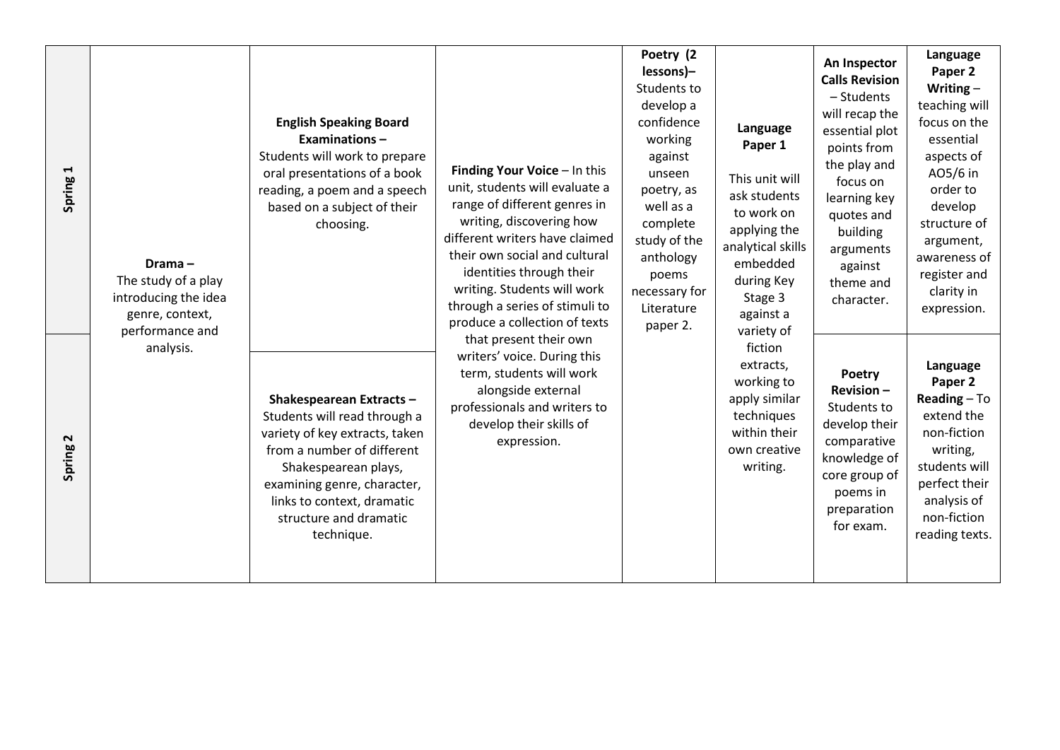| | | | | | | | |
|---|---|---|---|---|---|---|---|
| **Spring 1** | **Drama –** The study of a play introducing the idea genre, context, performance and analysis. | **English Speaking Board Examinations –** Students will work to prepare oral presentations of a book reading, a poem and a speech based on a subject of their choosing. | **Finding Your Voice** – In this unit, students will evaluate a range of different genres in writing, discovering how different writers have claimed their own social and cultural identities through their writing. Students will work through a series of stimuli to produce a collection of texts that present their own writers' voice. During this term, students will work alongside external professionals and writers to develop their skills of expression. | **Poetry (2 lessons)–** Students to develop a confidence working against unseen poetry, as well as a complete study of the anthology poems necessary for Literature paper 2. | **Language Paper 1** This unit will ask students to work on applying the analytical skills embedded during Key Stage 3 against a variety of fiction extracts, working to apply similar techniques within their own creative writing. | **An Inspector Calls Revision** – Students will recap the essential plot points from the play and focus on learning key quotes and building arguments against theme and character. | **Language Paper 2 Writing** – teaching will focus on the essential aspects of AO5/6 in order to develop structure of argument, awareness of register and clarity in expression. |
| **Spring 2** | | **Shakespearean Extracts –** Students will read through a variety of key extracts, taken from a number of different Shakespearean plays, examining genre, character, links to context, dramatic structure and dramatic technique. | | | | **Poetry Revision –** Students to develop their comparative knowledge of core group of poems in preparation for exam. | **Language Paper 2 Reading** – To extend the non-fiction writing, students will perfect their analysis of non-fiction reading texts. |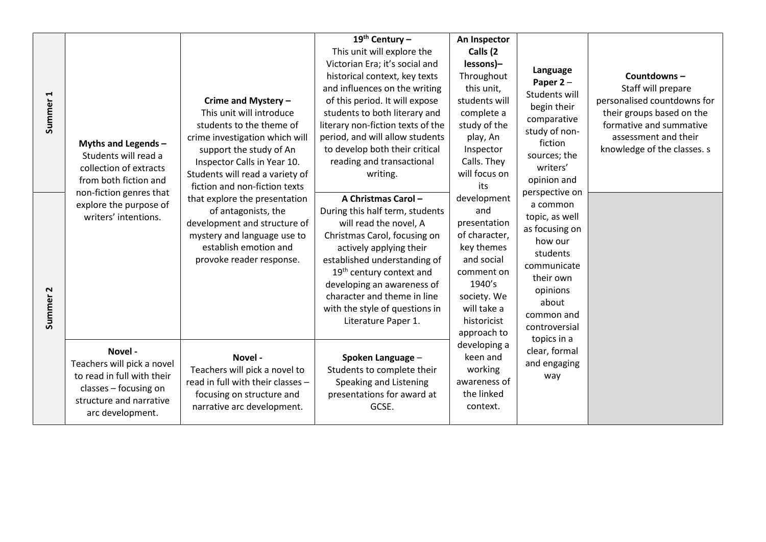| | | | | | | |
|---|---|---|---|---|---|---|
| Summer 1 | **Myths and Legends –** Students will read a collection of extracts from both fiction and non-fiction genres that explore the purpose of writers' intentions. | **Crime and Mystery –** This unit will introduce students to the theme of crime investigation which will support the study of An Inspector Calls in Year 10. Students will read a variety of fiction and non-fiction texts that explore the presentation of antagonists, the development and structure of mystery and language use to establish emotion and provoke reader response. | **19th Century –** This unit will explore the Victorian Era; it's social and historical context, key texts and influences on the writing of this period. It will expose students to both literary and literary non-fiction texts of the period, and will allow students to develop both their critical reading and transactional writing. | **An Inspector Calls (2 lessons)–** Throughout this unit, students will complete a study of the play, An Inspector Calls. They will focus on its development and presentation of character, key themes and social comment on 1940's society. We will take a historicist approach to developing a keen and working awareness of the linked context. | **Language Paper 2** – Students will begin their comparative study of non-fiction sources; the writers' opinion and perspective on a common topic, as well as focusing on how our students communicate their own opinions about common and controversial topics in a clear, formal and engaging way | **Countdowns –** Staff will prepare personalised countdowns for their groups based on the formative and summative assessment and their knowledge of the classes. s |
| Summer 2 | | | **A Christmas Carol –** During this half term, students will read the novel, A Christmas Carol, focusing on actively applying their established understanding of 19th century context and developing an awareness of character and theme in line with the style of questions in Literature Paper 1. | | | |
| | **Novel -** Teachers will pick a novel to read in full with their classes – focusing on structure and narrative arc development. | **Novel -** Teachers will pick a novel to read in full with their classes – focusing on structure and narrative arc development. | **Spoken Language** – Students to complete their Speaking and Listening presentations for award at GCSE. | | | |